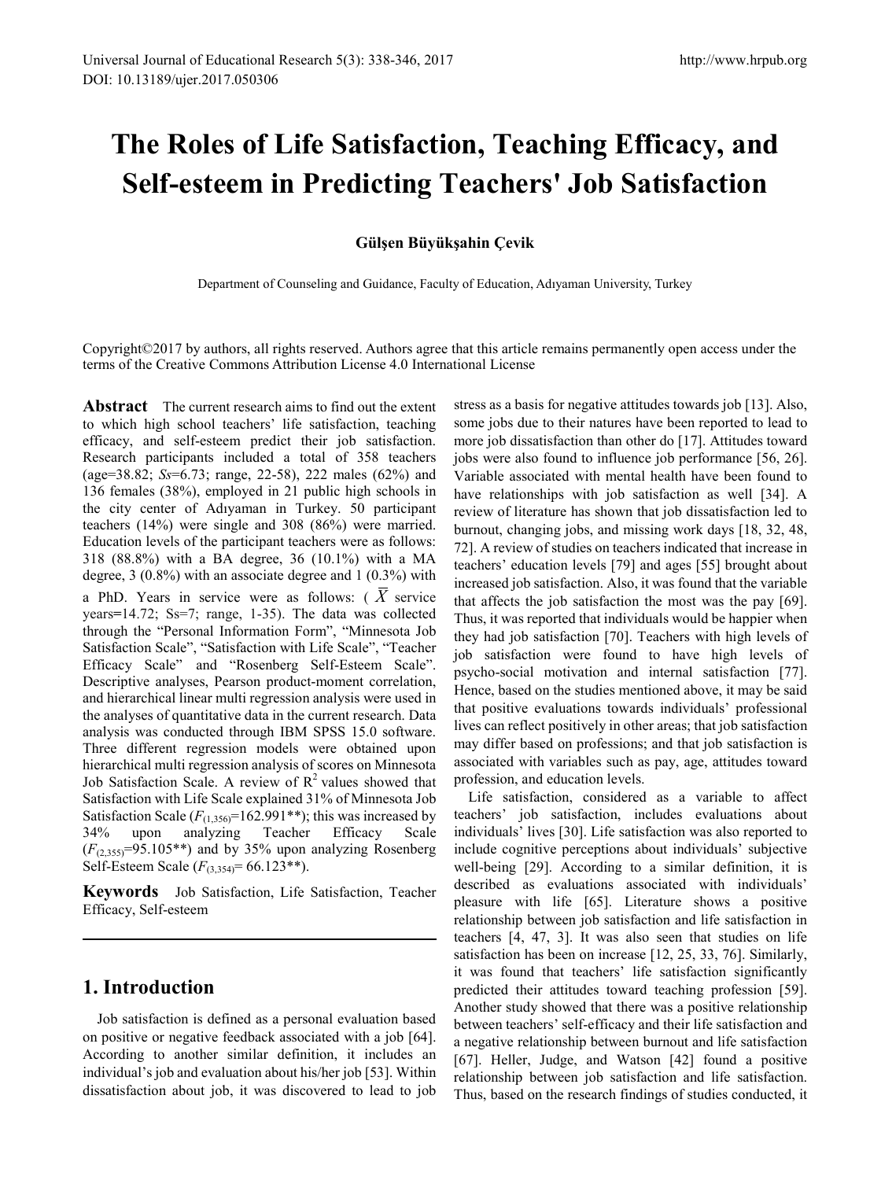# The Roles of Life Satisfaction, Teaching Efficacy, and Self-esteem in Predicting Teachers' Job Satisfaction

**Gülşen Büyükşahin Çevik**

Department of Counseling and Guidance, Faculty of Education, Adıyaman University, Turkey

Copyright©2017 by authors, all rights reserved. Authors agree that this article remains permanently open access under the terms of the Creative Commons Attribution License 4.0 International License

**Abstract** The current research aims to find out the extent to which high school teachers' life satisfaction, teaching efficacy, and self-esteem predict their job satisfaction. Research participants included a total of 358 teachers (age=38.82; *Ss*=6.73; range, 22-58), 222 males (62%) and 136 females (38%), employed in 21 public high schools in the city center of Adıyaman in Turkey. 50 participant teachers (14%) were single and 308 (86%) were married. Education levels of the participant teachers were as follows: 318 (88.8%) with a BA degree, 36 (10.1%) with a MA degree, 3 (0.8%) with an associate degree and 1 (0.3%) with a PhD. Years in service were as follows: ( $\bar{X}$ service years=14.72; Ss=7; range, 1-35). The data was collected through the "Personal Information Form", "Minnesota Job Satisfaction Scale", "Satisfaction with Life Scale", "Teacher Efficacy Scale" and "Rosenberg Self-Esteem Scale". Descriptive analyses, Pearson product-moment correlation, and hierarchical linear multi regression analysis were used in the analyses of quantitative data in the current research. Data analysis was conducted through IBM SPSS 15.0 software. Three different regression models were obtained upon hierarchical multi regression analysis of scores on Minnesota Job Satisfaction Scale. A review of $R^2$ values showed that Satisfaction with Life Scale explained 31% of Minnesota Job Satisfaction Scale ($F_{(1,356)}$=162.991**); this was increased by 34% upon analyzing Teacher Efficacy Scale ($F_{(2,355)}$=95.105**) and by 35% upon analyzing Rosenberg Self-Esteem Scale ($F_{(3,354)}$= 66.123**).

**Keywords** Job Satisfaction, Life Satisfaction, Teacher Efficacy, Self-esteem

## 1. Introduction

Job satisfaction is defined as a personal evaluation based on positive or negative feedback associated with a job [64]. According to another similar definition, it includes an individual's job and evaluation about his/her job [53]. Within dissatisfaction about job, it was discovered to lead to job stress as a basis for negative attitudes towards job [13]. Also, some jobs due to their natures have been reported to lead to more job dissatisfaction than other do [17]. Attitudes toward jobs were also found to influence job performance [56, 26]. Variable associated with mental health have been found to have relationships with job satisfaction as well [34]. A review of literature has shown that job dissatisfaction led to burnout, changing jobs, and missing work days [18, 32, 48, 72]. A review of studies on teachers indicated that increase in teachers' education levels [79] and ages [55] brought about increased job satisfaction. Also, it was found that the variable that affects the job satisfaction the most was the pay [69]. Thus, it was reported that individuals would be happier when they had job satisfaction [70]. Teachers with high levels of job satisfaction were found to have high levels of psycho-social motivation and internal satisfaction [77]. Hence, based on the studies mentioned above, it may be said that positive evaluations towards individuals' professional lives can reflect positively in other areas; that job satisfaction may differ based on professions; and that job satisfaction is associated with variables such as pay, age, attitudes toward profession, and education levels.

Life satisfaction, considered as a variable to affect teachers' job satisfaction, includes evaluations about individuals' lives [30]. Life satisfaction was also reported to include cognitive perceptions about individuals' subjective well-being [29]. According to a similar definition, it is described as evaluations associated with individuals' pleasure with life [65]. Literature shows a positive relationship between job satisfaction and life satisfaction in teachers [4, 47, 3]. It was also seen that studies on life satisfaction has been on increase [12, 25, 33, 76]. Similarly, it was found that teachers' life satisfaction significantly predicted their attitudes toward teaching profession [59]. Another study showed that there was a positive relationship between teachers' self-efficacy and their life satisfaction and a negative relationship between burnout and life satisfaction [67]. Heller, Judge, and Watson [42] found a positive relationship between job satisfaction and life satisfaction. Thus, based on the research findings of studies conducted, it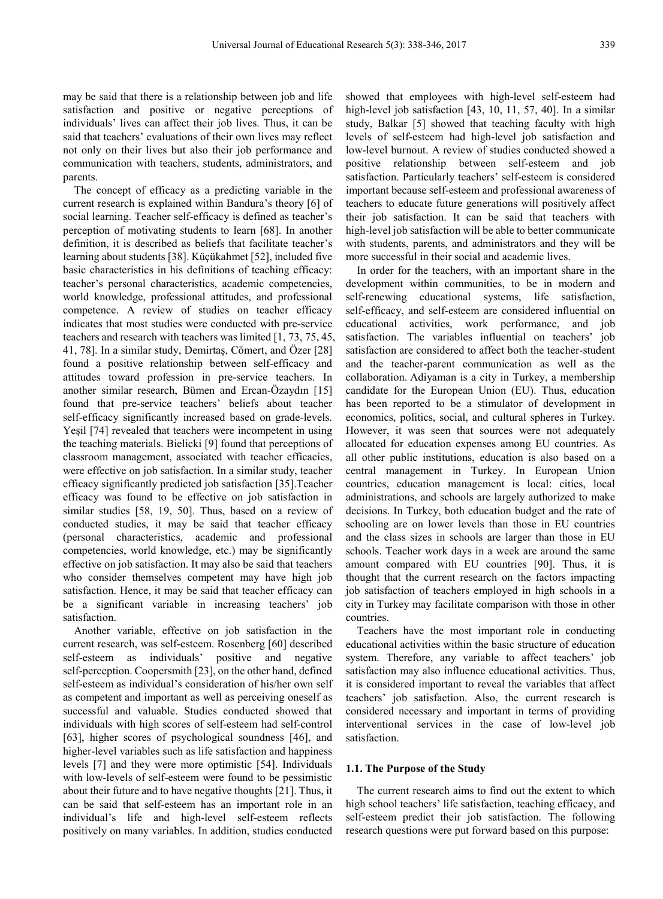may be said that there is a relationship between job and life satisfaction and positive or negative perceptions of individuals' lives can affect their job lives. Thus, it can be said that teachers' evaluations of their own lives may reflect not only on their lives but also their job performance and communication with teachers, students, administrators, and parents.

The concept of efficacy as a predicting variable in the current research is explained within Bandura's theory [6] of social learning. Teacher self-efficacy is defined as teacher's perception of motivating students to learn [68]. In another definition, it is described as beliefs that facilitate teacher's learning about students [38]. Küçükahmet [52], included five basic characteristics in his definitions of teaching efficacy: teacher's personal characteristics, academic competencies, world knowledge, professional attitudes, and professional competence. A review of studies on teacher efficacy indicates that most studies were conducted with pre-service teachers and research with teachers was limited [1, 73, 75, 45, 41, 78]. In a similar study, Demirtaş, Cömert, and Özer [28] found a positive relationship between self-efficacy and attitudes toward profession in pre-service teachers. In another similar research, Bümen and Ercan-Özaydın [15] found that pre-service teachers' beliefs about teacher self-efficacy significantly increased based on grade-levels. Yeşil [74] revealed that teachers were incompetent in using the teaching materials. Bielicki [9] found that perceptions of classroom management, associated with teacher efficacies, were effective on job satisfaction. In a similar study, teacher efficacy significantly predicted job satisfaction [35].Teacher efficacy was found to be effective on job satisfaction in similar studies [58, 19, 50]. Thus, based on a review of conducted studies, it may be said that teacher efficacy (personal characteristics, academic and professional competencies, world knowledge, etc.) may be significantly effective on job satisfaction. It may also be said that teachers who consider themselves competent may have high job satisfaction. Hence, it may be said that teacher efficacy can be a significant variable in increasing teachers' job satisfaction.

Another variable, effective on job satisfaction in the current research, was self-esteem. Rosenberg [60] described self-esteem as individuals' positive and negative self-perception. Coopersmith [23], on the other hand, defined self-esteem as individual's consideration of his/her own self as competent and important as well as perceiving oneself as successful and valuable. Studies conducted showed that individuals with high scores of self-esteem had self-control [63], higher scores of psychological soundness [46], and higher-level variables such as life satisfaction and happiness levels [7] and they were more optimistic [54]. Individuals with low-levels of self-esteem were found to be pessimistic about their future and to have negative thoughts [21]. Thus, it can be said that self-esteem has an important role in an individual's life and high-level self-esteem reflects positively on many variables. In addition, studies conducted showed that employees with high-level self-esteem had high-level job satisfaction [43, 10, 11, 57, 40]. In a similar study, Balkar [5] showed that teaching faculty with high levels of self-esteem had high-level job satisfaction and low-level burnout. A review of studies conducted showed a positive relationship between self-esteem and job satisfaction. Particularly teachers' self-esteem is considered important because self-esteem and professional awareness of teachers to educate future generations will positively affect their job satisfaction. It can be said that teachers with high-level job satisfaction will be able to better communicate with students, parents, and administrators and they will be more successful in their social and academic lives.

In order for the teachers, with an important share in the development within communities, to be in modern and self-renewing educational systems, life satisfaction, self-efficacy, and self-esteem are considered influential on educational activities, work performance, and job satisfaction. The variables influential on teachers' job satisfaction are considered to affect both the teacher-student and the teacher-parent communication as well as the collaboration. Adiyaman is a city in Turkey, a membership candidate for the European Union (EU). Thus, education has been reported to be a stimulator of development in economics, politics, social, and cultural spheres in Turkey. However, it was seen that sources were not adequately allocated for education expenses among EU countries. As all other public institutions, education is also based on a central management in Turkey. In European Union countries, education management is local: cities, local administrations, and schools are largely authorized to make decisions. In Turkey, both education budget and the rate of schooling are on lower levels than those in EU countries and the class sizes in schools are larger than those in EU schools. Teacher work days in a week are around the same amount compared with EU countries [90]. Thus, it is thought that the current research on the factors impacting job satisfaction of teachers employed in high schools in a city in Turkey may facilitate comparison with those in other countries.

Teachers have the most important role in conducting educational activities within the basic structure of education system. Therefore, any variable to affect teachers' job satisfaction may also influence educational activities. Thus, it is considered important to reveal the variables that affect teachers' job satisfaction. Also, the current research is considered necessary and important in terms of providing interventional services in the case of low-level job satisfaction.

### 1.1. The Purpose of the Study

The current research aims to find out the extent to which high school teachers' life satisfaction, teaching efficacy, and self-esteem predict their job satisfaction. The following research questions were put forward based on this purpose: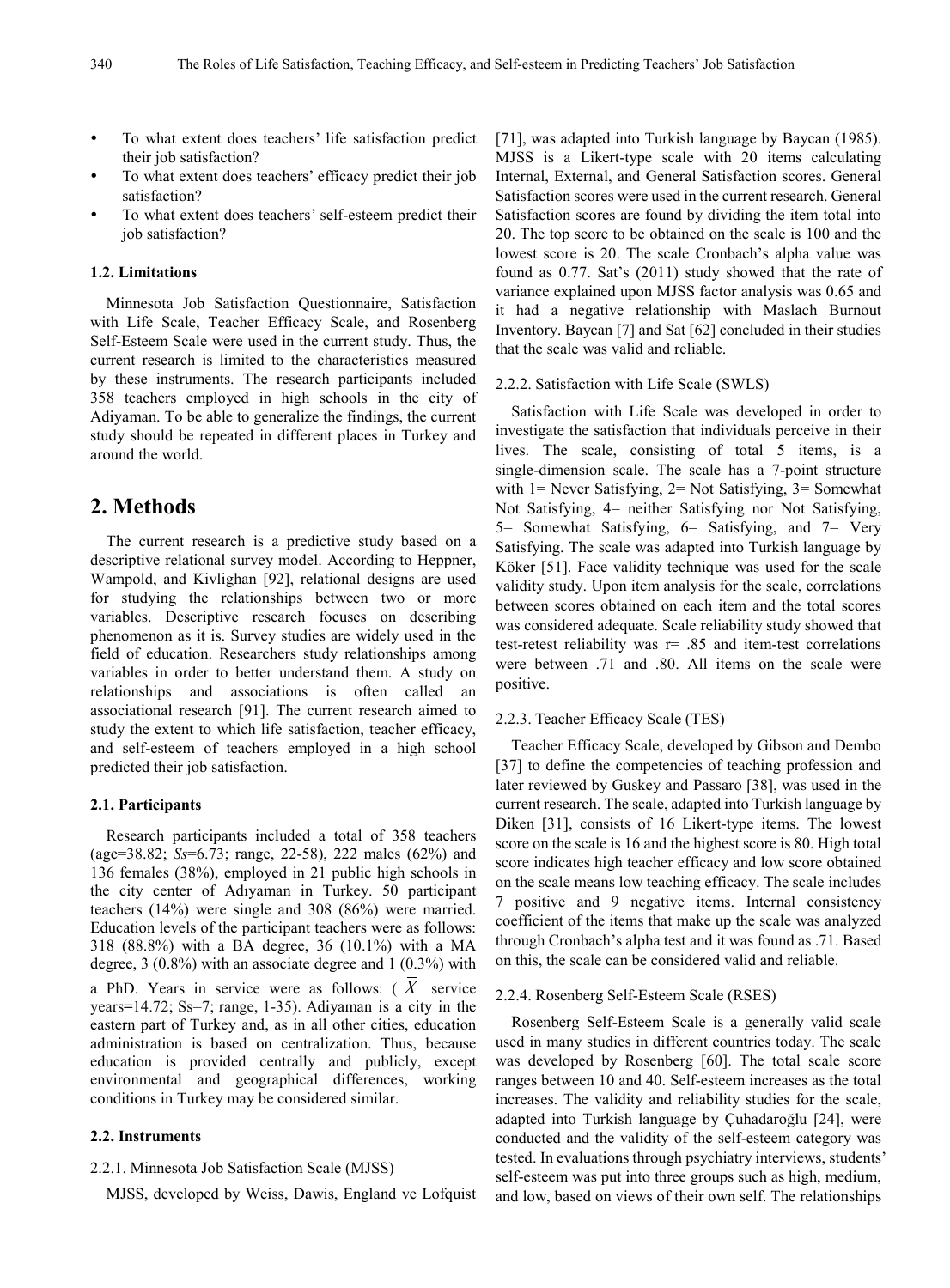- To what extent does teachers' life satisfaction predict their job satisfaction?
- To what extent does teachers' efficacy predict their job satisfaction?
- To what extent does teachers' self-esteem predict their job satisfaction?

### 1.2. Limitations

Minnesota Job Satisfaction Questionnaire, Satisfaction with Life Scale, Teacher Efficacy Scale, and Rosenberg Self-Esteem Scale were used in the current study. Thus, the current research is limited to the characteristics measured by these instruments. The research participants included 358 teachers employed in high schools in the city of Adiyaman. To be able to generalize the findings, the current study should be repeated in different places in Turkey and around the world.

## 2. Methods

The current research is a predictive study based on a descriptive relational survey model. According to Heppner, Wampold, and Kivlighan [92], relational designs are used for studying the relationships between two or more variables. Descriptive research focuses on describing phenomenon as it is. Survey studies are widely used in the field of education. Researchers study relationships among variables in order to better understand them. A study on relationships and associations is often called an associational research [91]. The current research aimed to study the extent to which life satisfaction, teacher efficacy, and self-esteem of teachers employed in a high school predicted their job satisfaction.

### 2.1. Participants

Research participants included a total of 358 teachers (age=38.82; *Ss*=6.73; range, 22-58), 222 males (62%) and 136 females (38%), employed in 21 public high schools in the city center of Adıyaman in Turkey. 50 participant teachers (14%) were single and 308 (86%) were married. Education levels of the participant teachers were as follows: 318 (88.8%) with a BA degree, 36 (10.1%) with a MA degree, 3 (0.8%) with an associate degree and 1 (0.3%) with a PhD. Years in service were as follows: ( $\bar{X}$ service years=14.72; Ss=7; range, 1-35). Adiyaman is a city in the eastern part of Turkey and, as in all other cities, education administration is based on centralization. Thus, because education is provided centrally and publicly, except environmental and geographical differences, working conditions in Turkey may be considered similar.

### 2.2. Instruments

#### 2.2.1. Minnesota Job Satisfaction Scale (MJSS)

MJSS, developed by Weiss, Dawis, England ve Lofquist [71], was adapted into Turkish language by Baycan (1985). MJSS is a Likert-type scale with 20 items calculating Internal, External, and General Satisfaction scores. General Satisfaction scores were used in the current research. General Satisfaction scores are found by dividing the item total into 20. The top score to be obtained on the scale is 100 and the lowest score is 20. The scale Cronbach's alpha value was found as 0.77. Sat's (2011) study showed that the rate of variance explained upon MJSS factor analysis was 0.65 and it had a negative relationship with Maslach Burnout Inventory. Baycan [7] and Sat [62] concluded in their studies that the scale was valid and reliable.

#### 2.2.2. Satisfaction with Life Scale (SWLS)

Satisfaction with Life Scale was developed in order to investigate the satisfaction that individuals perceive in their lives. The scale, consisting of total 5 items, is a single-dimension scale. The scale has a 7-point structure with 1= Never Satisfying, 2= Not Satisfying, 3= Somewhat Not Satisfying, 4= neither Satisfying nor Not Satisfying, 5= Somewhat Satisfying, 6= Satisfying, and 7= Very Satisfying. The scale was adapted into Turkish language by Köker [51]. Face validity technique was used for the scale validity study. Upon item analysis for the scale, correlations between scores obtained on each item and the total scores was considered adequate. Scale reliability study showed that test-retest reliability was r= .85 and item-test correlations were between .71 and .80. All items on the scale were positive.

#### 2.2.3. Teacher Efficacy Scale (TES)

Teacher Efficacy Scale, developed by Gibson and Dembo [37] to define the competencies of teaching profession and later reviewed by Guskey and Passaro [38], was used in the current research. The scale, adapted into Turkish language by Diken [31], consists of 16 Likert-type items. The lowest score on the scale is 16 and the highest score is 80. High total score indicates high teacher efficacy and low score obtained on the scale means low teaching efficacy. The scale includes 7 positive and 9 negative items. Internal consistency coefficient of the items that make up the scale was analyzed through Cronbach's alpha test and it was found as .71. Based on this, the scale can be considered valid and reliable.

#### 2.2.4. Rosenberg Self-Esteem Scale (RSES)

Rosenberg Self-Esteem Scale is a generally valid scale used in many studies in different countries today. The scale was developed by Rosenberg [60]. The total scale score ranges between 10 and 40. Self-esteem increases as the total increases. The validity and reliability studies for the scale, adapted into Turkish language by Çuhadaroğlu [24], were conducted and the validity of the self-esteem category was tested. In evaluations through psychiatry interviews, students' self-esteem was put into three groups such as high, medium, and low, based on views of their own self. The relationships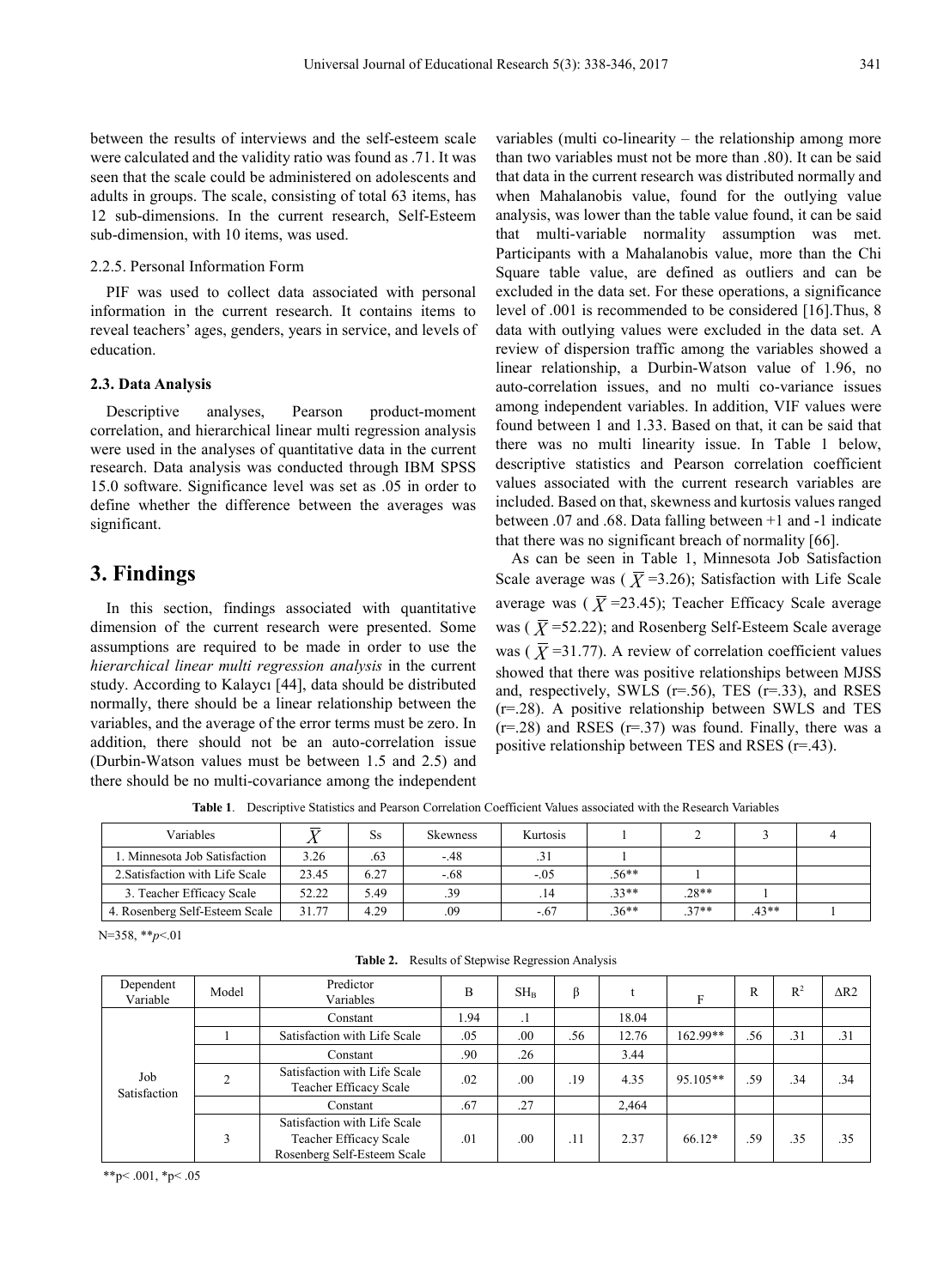between the results of interviews and the self-esteem scale were calculated and the validity ratio was found as .71. It was seen that the scale could be administered on adolescents and adults in groups. The scale, consisting of total 63 items, has 12 sub-dimensions. In the current research, Self-Esteem sub-dimension, with 10 items, was used.

2.2.5. Personal Information Form

PIF was used to collect data associated with personal information in the current research. It contains items to reveal teachers' ages, genders, years in service, and levels of education.

### 2.3. Data Analysis

Descriptive analyses, Pearson product-moment correlation, and hierarchical linear multi regression analysis were used in the analyses of quantitative data in the current research. Data analysis was conducted through IBM SPSS 15.0 software. Significance level was set as .05 in order to define whether the difference between the averages was significant.

## 3. Findings

In this section, findings associated with quantitative dimension of the current research were presented. Some assumptions are required to be made in order to use the *hierarchical linear multi regression analysis* in the current study. According to Kalaycı [44], data should be distributed normally, there should be a linear relationship between the variables, and the average of the error terms must be zero. In addition, there should not be an auto-correlation issue (Durbin-Watson values must be between 1.5 and 2.5) and there should be no multi-covariance among the independent variables (multi co-linearity – the relationship among more than two variables must not be more than .80). It can be said that data in the current research was distributed normally and when Mahalanobis value, found for the outlying value analysis, was lower than the table value found, it can be said that multi-variable normality assumption was met. Participants with a Mahalanobis value, more than the Chi Square table value, are defined as outliers and can be excluded in the data set. For these operations, a significance level of .001 is recommended to be considered [16].Thus, 8 data with outlying values were excluded in the data set. A review of dispersion traffic among the variables showed a linear relationship, a Durbin-Watson value of 1.96, no auto-correlation issues, and no multi co-variance issues among independent variables. In addition, VIF values were found between 1 and 1.33. Based on that, it can be said that there was no multi linearity issue. In Table 1 below, descriptive statistics and Pearson correlation coefficient values associated with the current research variables are included. Based on that, skewness and kurtosis values ranged between .07 and .68. Data falling between +1 and -1 indicate that there was no significant breach of normality [66].

As can be seen in Table 1, Minnesota Job Satisfaction Scale average was ( $\bar{X}$ =3.26); Satisfaction with Life Scale average was ( $\bar{X}$ =23.45); Teacher Efficacy Scale average was ( $\bar{X}$ =52.22); and Rosenberg Self-Esteem Scale average was ( $\bar{X}$ =31.77). A review of correlation coefficient values showed that there was positive relationships between MJSS and, respectively, SWLS (r=.56), TES (r=.33), and RSES (r=.28). A positive relationship between SWLS and TES (r=.28) and RSES (r=.37) was found. Finally, there was a positive relationship between TES and RSES (r=.43).

**Table 1**. Descriptive Statistics and Pearson Correlation Coefficient Values associated with the Research Variables

| Variables | $\bar{X}$ | Ss | Skewness | Kurtosis | 1 | 2 | 3 | 4 |
|---|---|---|---|---|---|---|---|---|
| 1. Minnesota Job Satisfaction | 3.26 | .63 | -.48 | .31 | 1 | | | |
| 2.Satisfaction with Life Scale | 23.45 | 6.27 | -.68 | -.05 | .56** | 1 | | |
| 3. Teacher Efficacy Scale | 52.22 | 5.49 | .39 | .14 | .33** | .28** | 1 | |
| 4. Rosenberg Self-Esteem Scale | 31.77 | 4.29 | .09 | -.67 | .36** | .37** | .43** | 1 |

N=358, ***p*<.01

**Table 2.** Results of Stepwise Regression Analysis

| Dependent Variable | Model | Predictor Variables | B | $SH_B$ | β | t | F | R | $R^2$ | ΔR2 |
|---|---|---|---|---|---|---|---|---|---|---|
| Job Satisfaction | | Constant | 1.94 | .1 | | 18.04 | | | | |
| | 1 | Satisfaction with Life Scale | .05 | .00 | .56 | 12.76 | 162.99** | .56 | .31 | .31 |
| | | Constant | .90 | .26 | | 3.44 | | | | |
| | 2 | Satisfaction with Life Scale Teacher Efficacy Scale | .02 | .00 | .19 | 4.35 | 95.105** | .59 | .34 | .34 |
| | | Constant | .67 | .27 | | 2,464 | | | | |
| | 3 | Satisfaction with Life Scale Teacher Efficacy Scale Rosenberg Self-Esteem Scale | .01 | .00 | .11 | 2.37 | 66.12* | .59 | .35 | .35 |

**p< .001, *p< .05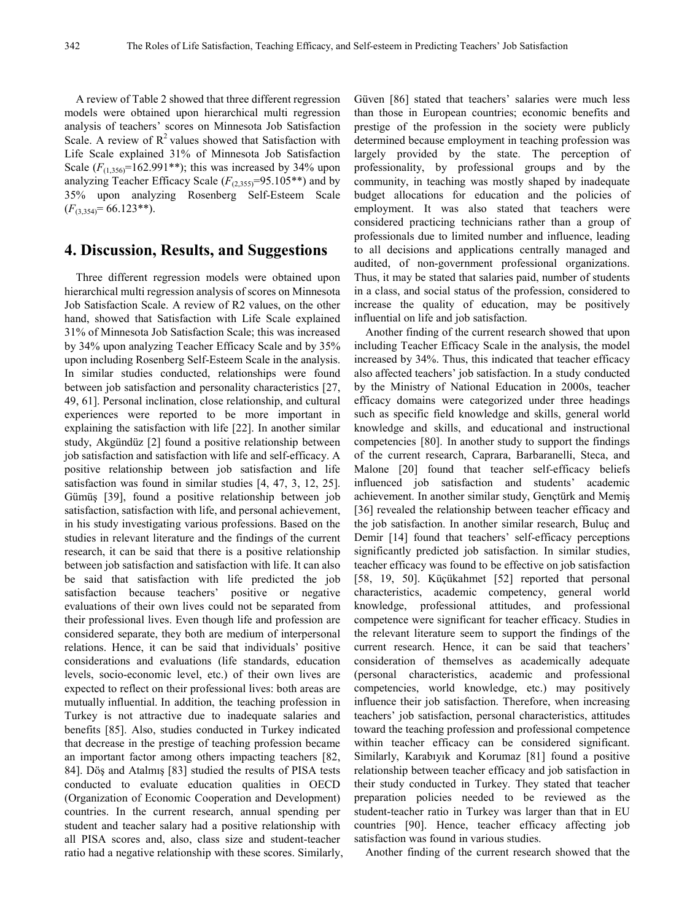A review of Table 2 showed that three different regression models were obtained upon hierarchical multi regression analysis of teachers' scores on Minnesota Job Satisfaction Scale. A review of $R^2$ values showed that Satisfaction with Life Scale explained 31% of Minnesota Job Satisfaction Scale ($F_{(1,356)}$=162.991**); this was increased by 34% upon analyzing Teacher Efficacy Scale ($F_{(2,355)}$=95.105**) and by 35% upon analyzing Rosenberg Self-Esteem Scale ($F_{(3,354)}$= 66.123**).

## 4. Discussion, Results, and Suggestions

Three different regression models were obtained upon hierarchical multi regression analysis of scores on Minnesota Job Satisfaction Scale. A review of R2 values, on the other hand, showed that Satisfaction with Life Scale explained 31% of Minnesota Job Satisfaction Scale; this was increased by 34% upon analyzing Teacher Efficacy Scale and by 35% upon including Rosenberg Self-Esteem Scale in the analysis. In similar studies conducted, relationships were found between job satisfaction and personality characteristics [27, 49, 61]. Personal inclination, close relationship, and cultural experiences were reported to be more important in explaining the satisfaction with life [22]. In another similar study, Akgündüz [2] found a positive relationship between job satisfaction and satisfaction with life and self-efficacy. A positive relationship between job satisfaction and life satisfaction was found in similar studies [4, 47, 3, 12, 25]. Gümüş [39], found a positive relationship between job satisfaction, satisfaction with life, and personal achievement, in his study investigating various professions. Based on the studies in relevant literature and the findings of the current research, it can be said that there is a positive relationship between job satisfaction and satisfaction with life. It can also be said that satisfaction with life predicted the job satisfaction because teachers' positive or negative evaluations of their own lives could not be separated from their professional lives. Even though life and profession are considered separate, they both are medium of interpersonal relations. Hence, it can be said that individuals' positive considerations and evaluations (life standards, education levels, socio-economic level, etc.) of their own lives are expected to reflect on their professional lives: both areas are mutually influential. In addition, the teaching profession in Turkey is not attractive due to inadequate salaries and benefits [85]. Also, studies conducted in Turkey indicated that decrease in the prestige of teaching profession became an important factor among others impacting teachers [82, 84]. Döş and Atalmış [83] studied the results of PISA tests conducted to evaluate education qualities in OECD (Organization of Economic Cooperation and Development) countries. In the current research, annual spending per student and teacher salary had a positive relationship with all PISA scores and, also, class size and student-teacher ratio had a negative relationship with these scores. Similarly, Güven [86] stated that teachers' salaries were much less than those in European countries; economic benefits and prestige of the profession in the society were publicly determined because employment in teaching profession was largely provided by the state. The perception of professionality, by professional groups and by the community, in teaching was mostly shaped by inadequate budget allocations for education and the policies of employment. It was also stated that teachers were considered practicing technicians rather than a group of professionals due to limited number and influence, leading to all decisions and applications centrally managed and audited, of non-government professional organizations. Thus, it may be stated that salaries paid, number of students in a class, and social status of the profession, considered to increase the quality of education, may be positively influential on life and job satisfaction.

Another finding of the current research showed that upon including Teacher Efficacy Scale in the analysis, the model increased by 34%. Thus, this indicated that teacher efficacy also affected teachers' job satisfaction. In a study conducted by the Ministry of National Education under 2000s, teacher efficacy domains were categorized under three headings such as specific field knowledge and skills, general world knowledge and skills, and educational and instructional competencies [80]. In another study to support the findings of the current research, Caprara, Barbaranelli, Steca, and Malone [20] found that teacher self-efficacy beliefs influenced job satisfaction and students' academic achievement. In another similar study, Gençtürk and Memiş [36] revealed the relationship between teacher efficacy and the job satisfaction. In another similar research, Buluç and Demir [14] found that teachers' self-efficacy perceptions significantly predicted job satisfaction. In similar studies, teacher efficacy was found to be effective on job satisfaction [58, 19, 50]. Küçükahmet [52] reported that personal characteristics, academic competency, general world knowledge, professional attitudes, and professional competence were significant for teacher efficacy. Studies in the relevant literature seem to support the findings of the current research. Hence, it can be said that teachers' consideration of themselves as academically adequate (personal characteristics, academic and professional competencies, world knowledge, etc.) may positively influence their job satisfaction. Therefore, when increasing teachers' job satisfaction, personal characteristics, attitudes toward the teaching profession and professional competence within teacher efficacy can be considered significant. Similarly, Karabıyık and Korumaz [81] found a positive relationship between teacher efficacy and job satisfaction in their study conducted in Turkey. They stated that teacher preparation policies needed to be reviewed as the student-teacher ratio in Turkey was larger than that in EU countries [90]. Hence, teacher efficacy affecting job satisfaction was found in various studies.

Another finding of the current research showed that the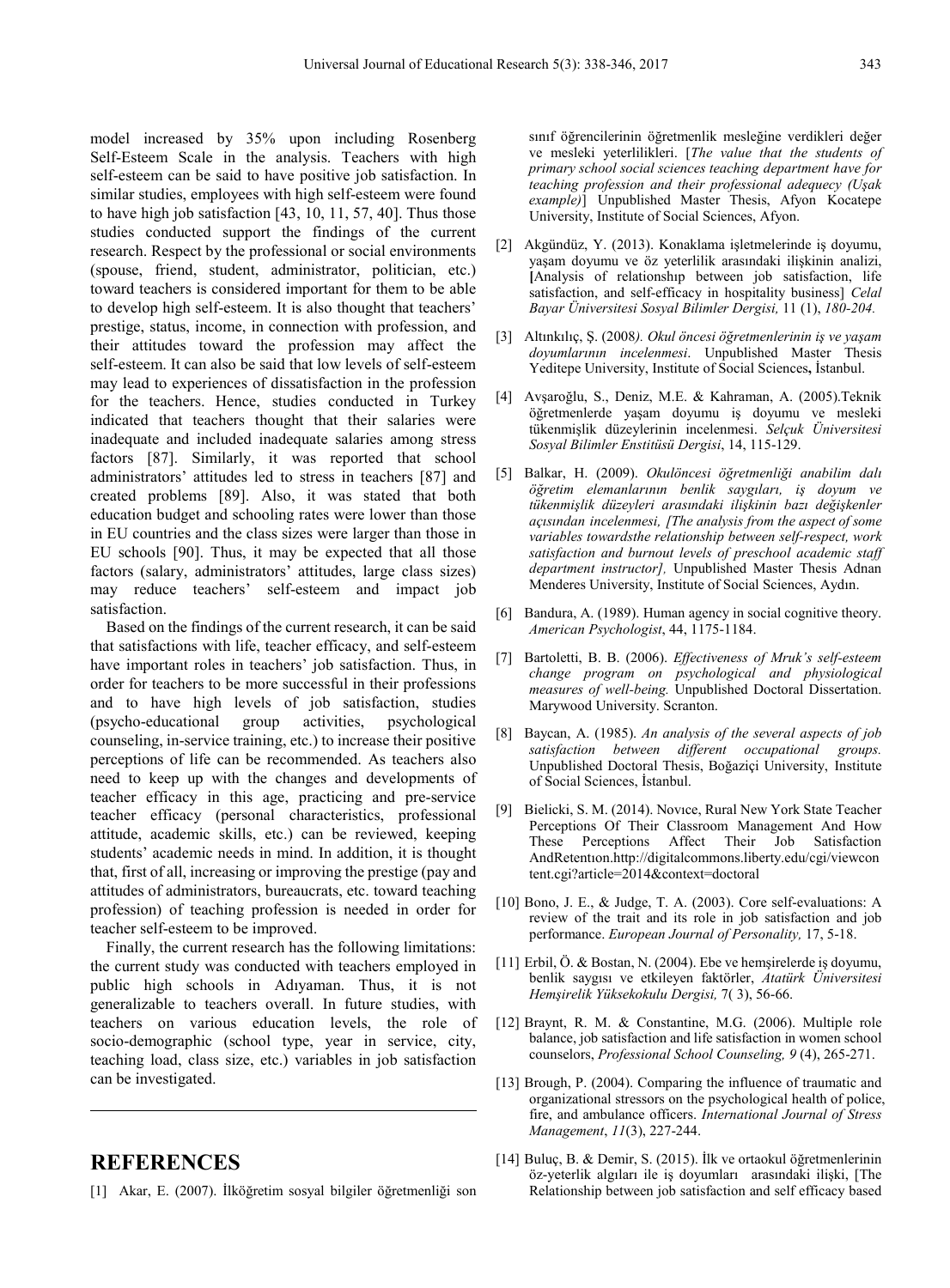model increased by 35% upon including Rosenberg Self-Esteem Scale in the analysis. Teachers with high self-esteem can be said to have positive job satisfaction. In similar studies, employees with high self-esteem were found to have high job satisfaction [43, 10, 11, 57, 40]. Thus those studies conducted support the findings of the current research. Respect by the professional or social environments (spouse, friend, student, administrator, politician, etc.) toward teachers is considered important for them to be able to develop high self-esteem. It is also thought that teachers' prestige, status, income, in connection with profession, and their attitudes toward the profession may affect the self-esteem. It can also be said that low levels of self-esteem may lead to experiences of dissatisfaction in the profession for the teachers. Hence, studies conducted in Turkey indicated that teachers thought that their salaries were inadequate and included inadequate salaries among stress factors [87]. Similarly, it was reported that school administrators' attitudes led to stress in teachers [87] and created problems [89]. Also, it was stated that both education budget and schooling rates were lower than those in EU countries and the class sizes were larger than those in EU schools [90]. Thus, it may be expected that all those factors (salary, administrators' attitudes, large class sizes) may reduce teachers' self-esteem and impact job satisfaction.

Based on the findings of the current research, it can be said that satisfactions with life, teacher efficacy, and self-esteem have important roles in teachers' job satisfaction. Thus, in order for teachers to be more successful in their professions and to have high levels of job satisfaction, studies (psycho-educational group activities, psychological counseling, in-service training, etc.) to increase their positive perceptions of life can be recommended. As teachers also need to keep up with the changes and developments of teacher efficacy in this age, practicing and pre-service teacher efficacy (personal characteristics, professional attitude, academic skills, etc.) can be reviewed, keeping students' academic needs in mind. In addition, it is thought that, first of all, increasing or improving the prestige (pay and attitudes of administrators, bureaucrats, etc. toward teaching profession) of teaching profession is needed in order for teacher self-esteem to be improved.

Finally, the current research has the following limitations: the current study was conducted with teachers employed in public high schools in Adıyaman. Thus, it is not generalizable to teachers overall. In future studies, with teachers on various education levels, the role of socio-demographic (school type, year in service, city, teaching load, class size, etc.) variables in job satisfaction can be investigated.

# REFERENCES

[1] Akar, E. (2007). İlköğretim sosyal bilgiler öğretmenliği son sınıf öğrencilerinin öğretmenlik mesleğine verdikleri değer ve mesleki yeterlilikleri. [*The value that the students of primary school social sciences teaching department have for teaching profession and their professional adequecy (Uşak example)*] Unpublished Master Thesis, Afyon Kocatepe University, Institute of Social Sciences, Afyon.

[2] Akgündüz, Y. (2013). Konaklama işletmelerinde iş doyumu, yaşam doyumu ve öz yeterlilik arasındaki ilişkinin analizi, [Analysis of relationshıp between job satisfaction, life satisfaction, and self-efficacy in hospitality business] *Celal Bayar Üniversitesi Sosyal Bilimler Dergisi,* 11 (1), *180-204.*

[3] Altınkılıç, Ş. (2008*). Okul öncesi öğretmenlerinin iş ve yaşam doyumlarının incelenmesi*. Unpublished Master Thesis Yeditepe University, Institute of Social Sciences, İstanbul.

[4] Avşaroğlu, S., Deniz, M.E. & Kahraman, A. (2005).Teknik öğretmenlerde yaşam doyumu iş doyumu ve mesleki tükenmişlik düzeylerinin incelenmesi. *Selçuk Üniversitesi Sosyal Bilimler Enstitüsü Dergisi*, 14, 115-129.

[5] Balkar, H. (2009). *Okulöncesi öğretmenliği anabilim dalı öğretim elemanlarının benlik saygıları, iş doyum ve tükenmişlik düzeyleri arasındaki ilişkinin bazı değişkenler açısından incelenmesi, [The analysis from the aspect of some variables towardsthe relationship between self-respect, work satisfaction and burnout levels of preschool academic staff department instructor],* Unpublished Master Thesis Adnan Menderes University, Institute of Social Sciences, Aydın.

[6] Bandura, A. (1989). Human agency in social cognitive theory. *American Psychologist*, 44, 1175-1184.

[7] Bartoletti, B. B. (2006). *Effectiveness of Mruk's self-esteem change program on psychological and physiological measures of well-being.* Unpublished Doctoral Dissertation. Marywood University. Scranton.

[8] Baycan, A. (1985). *An analysis of the several aspects of job satisfaction between different occupational groups.* Unpublished Doctoral Thesis, Boğaziçi University, Institute of Social Sciences, İstanbul.

[9] Bielicki, S. M. (2014). Novıce, Rural New York State Teacher Perceptions Of Their Classroom Management And How These Perceptions Affect Their Job Satisfaction AndRetentıon.http://digitalcommons.liberty.edu/cgi/viewcontent.cgi?article=2014&context=doctoral

[10] Bono, J. E., & Judge, T. A. (2003). Core self-evaluations: A review of the trait and its role in job satisfaction and job performance. *European Journal of Personality,* 17, 5-18.

[11] Erbil, Ö. & Bostan, N. (2004). Ebe ve hemşirelerde iş doyumu, benlik saygısı ve etkileyen faktörler, *Atatürk Üniversitesi Hemşirelik Yüksekokulu Dergisi,* 7( 3), 56-66.

[12] Braynt, R. M. & Constantine, M.G. (2006). Multiple role balance, job satisfaction and life satisfaction in women school counselors, *Professional School Counseling, 9* (4), 265-271.

[13] Brough, P. (2004). Comparing the influence of traumatic and organizational stressors on the psychological health of police, fire, and ambulance officers. *International Journal of Stress Management*, *11*(3), 227-244.

[14] Buluç, B. & Demir, S. (2015). İlk ve ortaokul öğretmenlerinin öz-yeterlik algıları ile iş doyumları arasındaki ilişki, [The Relationship between job satisfaction and self efficacy based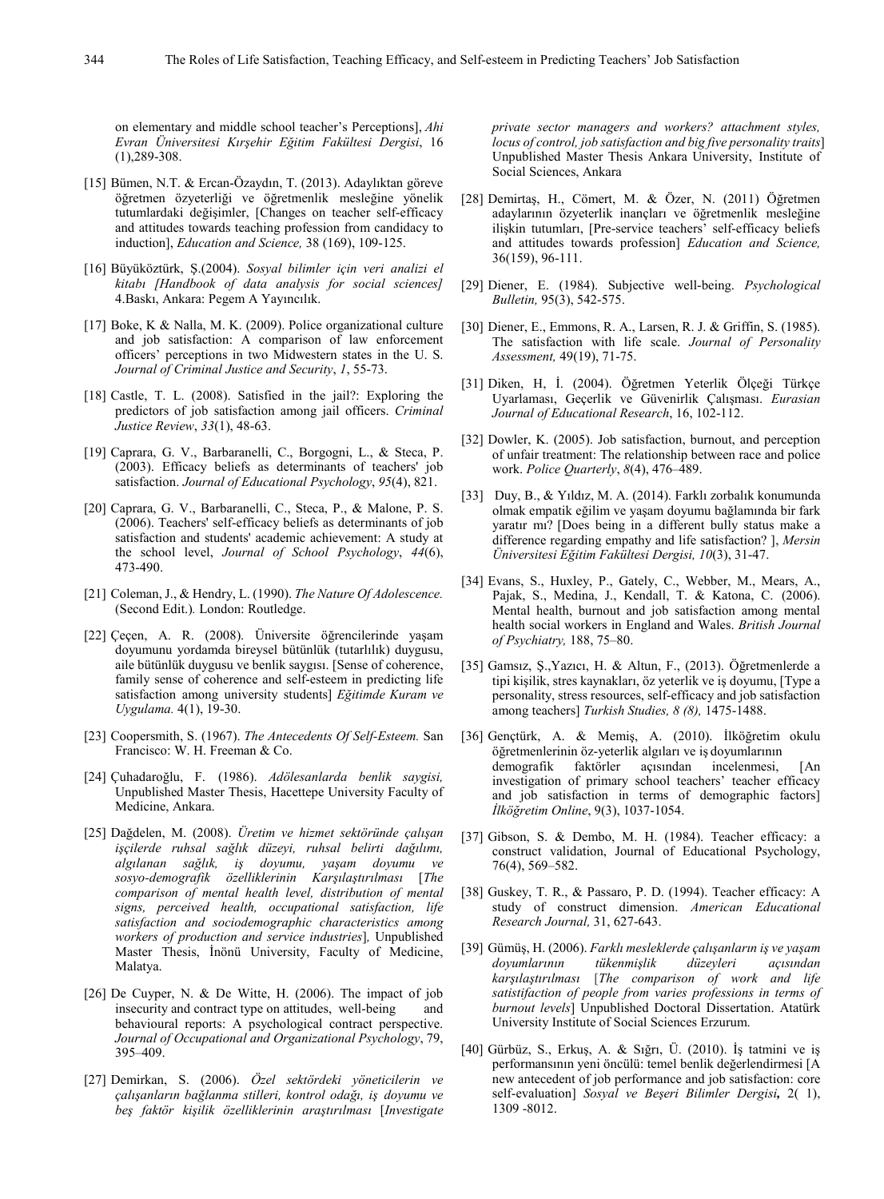on elementary and middle school teacher's Perceptions], *Ahi Evran Üniversitesi Kırşehir Eğitim Fakültesi Dergisi*, 16 (1),289-308.

[15] Bümen, N.T. & Ercan-Özaydın, T. (2013). Adaylıktan göreve öğretmen özyeterliği ve öğretmenlik mesleğine yönelik tutumlardaki değişimler, [Changes on teacher self-efficacy and attitudes towards teaching profession from candidacy to induction], *Education and Science,* 38 (169), 109-125.

[16] Büyüköztürk, Ş.(2004). *Sosyal bilimler için veri analizi el kitabı [Handbook of data analysis for social sciences]* 4.Baskı, Ankara: Pegem A Yayıncılık.

[17] Boke, K & Nalla, M. K. (2009). Police organizational culture and job satisfaction: A comparison of law enforcement officers' perceptions in two Midwestern states in the U. S. *Journal of Criminal Justice and Security*, *1*, 55-73.

[18] Castle, T. L. (2008). Satisfied in the jail?: Exploring the predictors of job satisfaction among jail officers. *Criminal Justice Review*, *33*(1), 48-63.

[19] Caprara, G. V., Barbaranelli, C., Borgogni, L., & Steca, P. (2003). Efficacy beliefs as determinants of teachers' job satisfaction. *Journal of Educational Psychology*, *95*(4), 821.

[20] Caprara, G. V., Barbaranelli, C., Steca, P., & Malone, P. S. (2006). Teachers' self-efficacy beliefs as determinants of job satisfaction and students' academic achievement: A study at the school level, *Journal of School Psychology*, *44*(6), 473-490.

[21] Coleman, J., & Hendry, L. (1990). *The Nature Of Adolescence.* (Second Edit.)*.* London: Routledge.

[22] Çeçen, A. R. (2008). Üniversite öğrencilerinde yaşam doyumunu yordamda bireysel bütünlük (tutarlılık) duygusu, aile bütünlük duygusu ve benlik saygısı. [Sense of coherence, family sense of coherence and self-esteem in predicting life satisfaction among university students] *Eğitimde Kuram ve Uygulama.* 4(1), 19-30.

[23] Coopersmith, S. (1967). *The Antecedents Of Self-Esteem.* San Francisco: W. H. Freeman & Co.

[24] Çuhadaroğlu, F. (1986). *Adölesanlarda benlik saygisi,* Unpublished Master Thesis, Hacettepe University Faculty of Medicine, Ankara.

[25] Dağdelen, M. (2008). *Üretim ve hizmet sektöründe çalışan işçilerde ruhsal sağlık düzeyi, ruhsal belirti dağılımı, algılanan sağlık, iş doyumu, yaşam doyumu ve sosyo-demografik özelliklerinin Karşılaştırılması* [*The comparison of mental health level, distribution of mental signs, perceived health, occupational satisfaction, life satisfaction and sociodemographic characteristics among workers of production and service industries*]*,* Unpublished Master Thesis, İnönü University, Faculty of Medicine, Malatya.

[26] De Cuyper, N. & De Witte, H. (2006). The impact of job insecurity and contract type on attitudes, well-being and behavioural reports: A psychological contract perspective. *Journal of Occupational and Organizational Psychology*, 79, 395–409.

[27] Demirkan, S. (2006). *Özel sektördeki yöneticilerin ve çalışanların bağlanma stilleri, kontrol odağı, iş doyumu ve beş faktör kişilik özelliklerinin araştırılması* [*Investigate private sector managers and workers? attachment styles, locus of control, job satisfaction and big five personality traits*] Unpublished Master Thesis Ankara University, Institute of Social Sciences, Ankara

[28] Demirtaş, H., Cömert, M. & Özer, N. (2011) Öğretmen adaylarının özyeterlik inançları ve öğretmenlik mesleğine ilişkin tutumları, [Pre-service teachers' self-efficacy beliefs and attitudes towards profession] *Education and Science,* 36(159), 96-111.

[29] Diener, E. (1984). Subjective well-being. *Psychological Bulletin,* 95(3), 542-575.

[30] Diener, E., Emmons, R. A., Larsen, R. J. & Griffin, S. (1985). The satisfaction with life scale. *Journal of Personality Assessment,* 49(19), 71-75.

[31] Diken, H, İ. (2004). Öğretmen Yeterlik Ölçeği Türkçe Uyarlaması, Geçerlik ve Güvenirlik Çalışması. *Eurasian Journal of Educational Research*, 16, 102-112.

[32] Dowler, K. (2005). Job satisfaction, burnout, and perception of unfair treatment: The relationship between race and police work. *Police Quarterly*, *8*(4), 476–489.

[33] Duy, B., & Yıldız, M. A. (2014). Farklı zorbalık konumunda olmak empatik eğilim ve yaşam doyumu bağlamında bir fark yaratır mı? [Does being in a different bully status make a difference regarding empathy and life satisfaction? ], *Mersin Üniversitesi Eğitim Fakültesi Dergisi, 10*(3), 31-47.

[34] Evans, S., Huxley, P., Gately, C., Webber, M., Mears, A., Pajak, S., Medina, J., Kendall, T. & Katona, C. (2006). Mental health, burnout and job satisfaction among mental health social workers in England and Wales. *British Journal of Psychiatry,* 188, 75–80.

[35] Gamsız, Ş.,Yazıcı, H. & Altun, F., (2013). Öğretmenlerde a tipi kişilik, stres kaynakları, öz yeterlik ve iş doyumu, [Type a personality, stress resources, self-efficacy and job satisfaction among teachers] *Turkish Studies, 8 (8),* 1475-1488.

[36] Gençtürk, A. & Memiş, A. (2010). İlköğretim okulu öğretmenlerinin öz-yeterlik algıları ve iş doyumlarının demografik faktörler açısından incelenmesi, [An investigation of primary school teachers' teacher efficacy and job satisfaction in terms of demographic factors] *İlköğretim Online*, 9(3), 1037-1054.

[37] Gibson, S. & Dembo, M. H. (1984). Teacher efficacy: a construct validation, Journal of Educational Psychology, 76(4), 569–582.

[38] Guskey, T. R., & Passaro, P. D. (1994). Teacher efficacy: A study of construct dimension. *American Educational Research Journal,* 31, 627-643.

[39] Gümüş, H. (2006). *Farklı mesleklerde çalışanların iş ve yaşam doyumlarının tükenmişlik düzeyleri açısından karşılaştırılması* [*The comparison of work and life satistifaction of people from varies professions in terms of burnout levels*] Unpublished Doctoral Dissertation. Atatürk University Institute of Social Sciences Erzurum.

[40] Gürbüz, S., Erkuş, A. & Sığrı, Ü. (2010). İş tatmini ve iş performansının yeni öncülü: temel benlik değerlendirmesi [A new antecedent of job performance and job satisfaction: core self-evaluation] *Sosyal ve Beşeri Bilimler Dergisi,* 2( 1), 1309 -8012.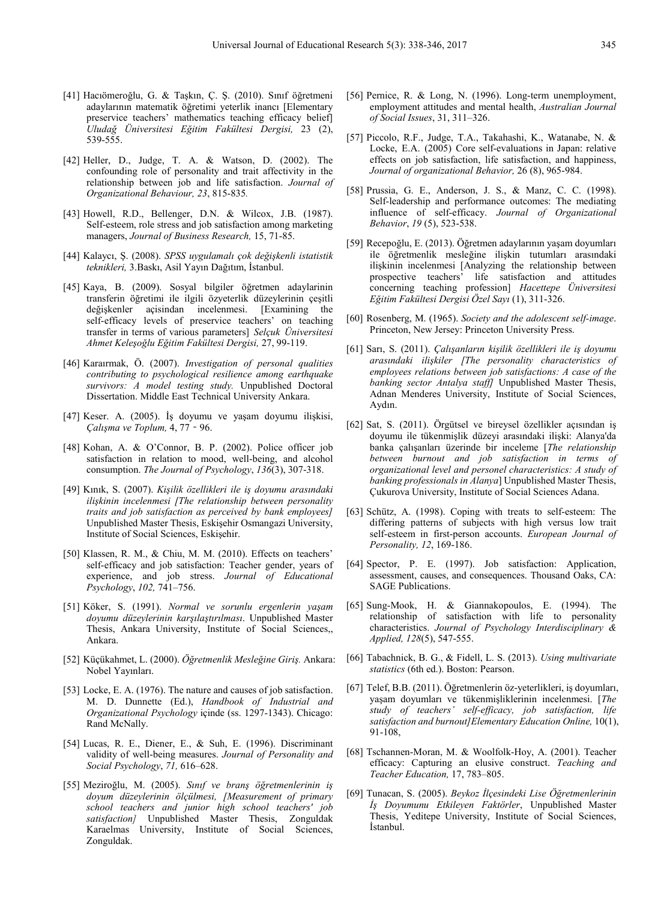[41] Hacıömeroğlu, G. & Taşkın, Ç. Ş. (2010). Sınıf öğretmeni adaylarının matematik öğretimi yeterlik inancı [Elementary preservice teachers' mathematics teaching efficacy belief] *Uludağ Üniversitesi Eğitim Fakültesi Dergisi,* 23 (2), 539-555.

[42] Heller, D., Judge, T. A. & Watson, D. (2002). The confounding role of personality and trait affectivity in the relationship between job and life satisfaction. *Journal of Organizational Behaviour, 23*, 815-835.

[43] Howell, R.D., Bellenger, D.N. & Wilcox, J.B. (1987). Self-esteem, role stress and job satisfaction among marketing managers, *Journal of Business Research,* 15, 71-85.

[44] Kalaycı, Ş. (2008). *SPSS uygulamalı çok değişkenli istatistik teknikleri,* 3.Baskı, Asil Yayın Dağıtım, İstanbul.

[45] Kaya, B. (2009). Sosyal bilgiler öğretmen adaylarinin transferin öğretimi ile ilgili özyeterlik düzeylerinin çeşitli değişkenler açisindan incelenmesi. [Examining the self-efficacy levels of preservice teachers' on teaching transfer in terms of various parameters] *Selçuk Üniversitesi Ahmet Keleşoğlu Eğitim Fakültesi Dergisi,* 27, 99-119.

[46] Karaırmak, Ö. (2007). *Investigation of personal qualities contributing to psychological resilience among earthquake survivors: A model testing study.* Unpublished Doctoral Dissertation. Middle East Technical University Ankara.

[47] Keser. A. (2005). İş doyumu ve yaşam doyumu ilişkisi, *Çalışma ve Toplum,* 4, 77‐96.

[48] Kohan, A. & O'Connor, B. P. (2002). Police officer job satisfaction in relation to mood, well-being, and alcohol consumption. *The Journal of Psychology*, *136*(3), 307-318.

[49] Kınık, S. (2007). *Kişilik özellikleri ile iş doyumu arasındaki ilişkinin incelenmesi [The relationship between personality traits and job satisfaction as perceived by bank employees]* Unpublished Master Thesis, Eskişehir Osmangazi University, Institute of Social Sciences, Eskişehir.

[50] Klassen, R. M., & Chiu, M. M. (2010). Effects on teachers' self-efficacy and job satisfaction: Teacher gender, years of experience, and job stress. *Journal of Educational Psychology*, *102,* 741–756.

[51] Köker, S. (1991). *Normal ve sorunlu ergenlerin yaşam doyumu düzeylerinin karşılaştırılması*. Unpublished Master Thesis, Ankara University, Institute of Social Sciences,, Ankara.

[52] Küçükahmet, L. (2000). *Öğretmenlik Mesleğine Giriş.* Ankara: Nobel Yayınları.

[53] Locke, E. A. (1976). The nature and causes of job satisfaction. M. D. Dunnette (Ed.), *Handbook of Industrial and Organizational Psychology* içinde (ss. 1297-1343). Chicago: Rand McNally.

[54] Lucas, R. E., Diener, E., & Suh, E. (1996). Discriminant validity of well-being measures. *Journal of Personality and Social Psychology*, *71,* 616–628.

[55] Meziroğlu, M. (2005). *Sınıf ve branş öğretmenlerinin iş doyum düzeylerinin ölçülmesi, [Measurement of primary school teachers and junior high school teachers' job satisfaction]* Unpublished Master Thesis, Zonguldak Karaelmas University, Institute of Social Sciences, Zonguldak.

[56] Pernice, R. & Long, N. (1996). Long-term unemployment, employment attitudes and mental health, *Australian Journal of Social Issues*, 31, 311–326.

[57] Piccolo, R.F., Judge, T.A., Takahashi, K., Watanabe, N. & Locke, E.A. (2005) Core self-evaluations in Japan: relative effects on job satisfaction, life satisfaction, and happiness, *Journal of organizational Behavior,* 26 (8), 965-984.

[58] Prussia, G. E., Anderson, J. S., & Manz, C. C. (1998). Self-leadership and performance outcomes: The mediating influence of self-efficacy. *Journal of Organizational Behavior*, *19* (5), 523-538.

[59] Recepoğlu, E. (2013). Öğretmen adaylarının yaşam doyumları ile öğretmenlik mesleğine ilişkin tutumları arasındaki ilişkinin incelenmesi [Analyzing the relationship between prospective teachers' life satisfaction and attitudes concerning teaching profession] *Hacettepe Üniversitesi Eğitim Fakültesi Dergisi Özel Sayı* (1), 311-326.

[60] Rosenberg, M. (1965). *Society and the adolescent self-image*. Princeton, New Jersey: Princeton University Press.

[61] Sarı, S. (2011). *Çalışanların kişilik özellikleri ile iş doyumu arasındaki ilişkiler [The personality characteristics of employees relations between job satisfactions: A case of the banking sector Antalya staff]* Unpublished Master Thesis, Adnan Menderes University, Institute of Social Sciences, Aydın.

[62] Sat, S. (2011). Örgütsel ve bireysel özellikler açısından iş doyumu ile tükenmişlik düzeyi arasındaki ilişki: Alanya'da banka çalışanları üzerinde bir inceleme [*The relationship between burnout and job satisfaction in terms of organizational level and personel characteristics: A study of banking professionals in Alanya*] Unpublished Master Thesis, Çukurova University, Institute of Social Sciences Adana.

[63] Schütz, A. (1998). Coping with treats to self-esteem: The differing patterns of subjects with high versus low trait self-esteem in first-person accounts. *European Journal of Personality, 12*, 169-186.

[64] Spector, P. E. (1997). Job satisfaction: Application, assessment, causes, and consequences. Thousand Oaks, CA: SAGE Publications.

[65] Sung-Mook, H. & Giannakopoulos, E. (1994). The relationship of satisfaction with life to personality characteristics. *Journal of Psychology Interdisciplinary & Applied, 128*(5), 547-555.

[66] Tabachnick, B. G., & Fidell, L. S. (2013). *Using multivariate statistics* (6th ed.). Boston: Pearson.

[67] Telef, B.B. (2011). Öğretmenlerin öz-yeterlikleri, iş doyumları, yaşam doyumları ve tükenmişliklerinin incelenmesi. [*The study of teachers' self-efficacy, job satisfaction, life satisfaction and burnout]Elementary Education Online,* 10(1), 91-108,

[68] Tschannen-Moran, M. & Woolfolk-Hoy, A. (2001). Teacher efficacy: Capturing an elusive construct. *Teaching and Teacher Education,* 17, 783–805.

[69] Tunacan, S. (2005). *Beykoz İlçesindeki Lise Öğretmenlerinin İş Doyumunu Etkileyen Faktörler*, Unpublished Master Thesis, Yeditepe University, Institute of Social Sciences, İstanbul.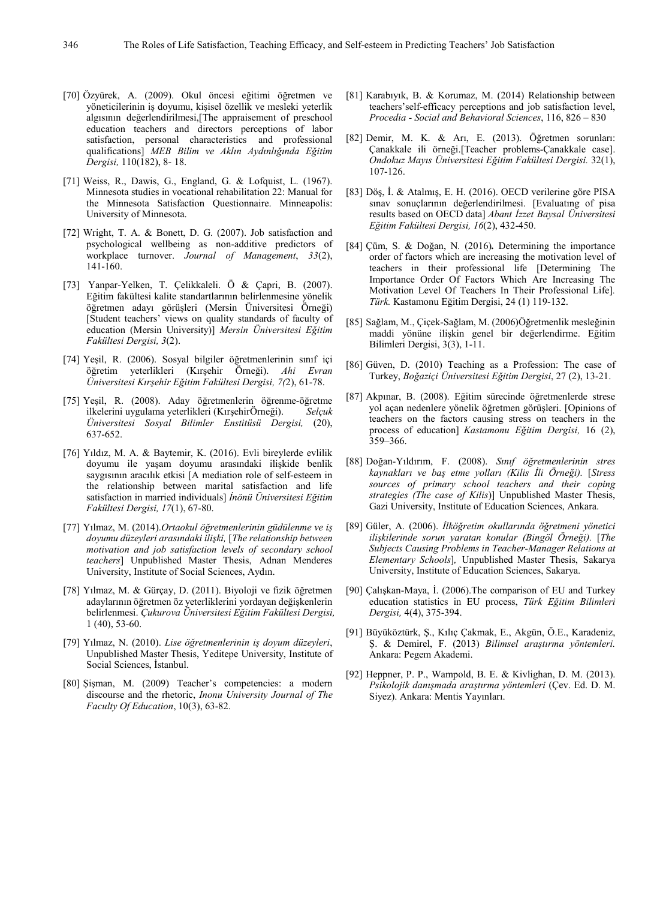[70] Özyürek, A. (2009). Okul öncesi eğitimi öğretmen ve yöneticilerinin iş doyumu, kişisel özellik ve mesleki yeterlik algısının değerlendirilmesi,[The appraisement of preschool education teachers and directors perceptions of labor satisfaction, personal characteristics and professional qualifications] *MEB Bilim ve Aklın Aydınlığında Eğitim Dergisi,* 110(182), 8- 18.

[71] Weiss, R., Dawis, G., England, G. & Lofquist, L. (1967). Minnesota studies in vocational rehabilitation 22: Manual for the Minnesota Satisfaction Questionnaire. Minneapolis: University of Minnesota.

[72] Wright, T. A. & Bonett, D. G. (2007). Job satisfaction and psychological wellbeing as non-additive predictors of workplace turnover. *Journal of Management*, *33*(2), 141-160.

[73] Yanpar-Yelken, T. Çelikkaleli. Ö & Çapri, B. (2007). Eğitim fakültesi kalite standartlarının belirlenmesine yönelik öğretmen adayı görüşleri (Mersin Üniversitesi Örneği) [Student teachers' views on quality standards of faculty of education (Mersin University)] *Mersin Üniversitesi Eğitim Fakültesi Dergisi, 3*(2).

[74] Yeşil, R. (2006). Sosyal bilgiler öğretmenlerinin sınıf içi öğretim yeterlikleri (Kırşehir Örneği). *Ahi Evran Üniversitesi Kırşehir Eğitim Fakültesi Dergisi, 7(*2), 61-78.

[75] Yeşil, R. (2008). Aday öğretmenlerin öğrenme-öğretme ilkelerini uygulama yeterlikleri (KırşehirÖrneği). *Selçuk Üniversitesi Sosyal Bilimler Enstitüsü Dergisi,* (20), 637-652.

[76] Yıldız, M. A. & Baytemir, K. (2016). Evli bireylerde evlilik doyumu ile yaşam doyumu arasındaki ilişkide benlik saygısının aracılık etkisi [A mediation role of self-esteem in the relationship between marital satisfaction and life satisfaction in married individuals] *İnönü Üniversitesi Eğitim Fakültesi Dergisi, 17*(1), 67-80.

[77] Yılmaz, M. (2014).*Ortaokul öğretmenlerinin güdülenme ve iş doyumu düzeyleri arasındaki ilişki,* [*The relationship between motivation and job satisfaction levels of secondary school teachers*] Unpublished Master Thesis, Adnan Menderes University, Institute of Social Sciences, Aydın.

[78] Yılmaz, M. & Gürçay, D. (2011). Biyoloji ve fizik öğretmen adaylarının öğretmen öz yeterliklerini yordayan değişkenlerin belirlenmesi. *Çukurova Üniversitesi Eğitim Fakültesi Dergisi,* 1 (40), 53-60.

[79] Yılmaz, N. (2010). *Lise öğretmenlerinin iş doyum düzeyleri*, Unpublished Master Thesis, Yeditepe University, Institute of Social Sciences, İstanbul.

[80] Şişman, M. (2009) Teacher's competencies: a modern discourse and the rhetoric, *Inonu University Journal of The Faculty Of Education*, 10(3), 63-82.

[81] Karabıyık, B. & Korumaz, M. (2014) Relationship between teachers'self-efficacy perceptions and job satisfaction level, *Procedia - Social and Behavioral Sciences*, 116, 826 – 830

[82] Demir, M. K. & Arı, E. (2013). Öğretmen sorunları: Çanakkale ili örneği.[Teacher problems-Çanakkale case]. *Ondokuz Mayıs Üniversitesi Eğitim Fakültesi Dergisi.* 32(1), 107-126.

[83] Döş, İ. & Atalmış, E. H. (2016). OECD verilerine göre PISA sınav sonuçlarının değerlendirilmesi. [Evaluatıng of pisa results based on OECD data] *Abant İzzet Baysal Üniversitesi Eğitim Fakültesi Dergisi, 16*(2), 432-450.

[84] Çüm, S. & Doğan, N. (2016)**.** Determining the importance order of factors which are increasing the motivation level of teachers in their professional life [Determining The Importance Order Of Factors Which Are Increasing The Motivation Level Of Teachers In Their Professional Life]*. Türk.* Kastamonu Eğitim Dergisi, 24 (1) 119-132.

[85] Sağlam, M., Çiçek-Sağlam, M. (2006)Öğretmenlik mesleğinin maddi yönüne ilişkin genel bir değerlendirme. Eğitim Bilimleri Dergisi, 3(3), 1-11.

[86] Güven, D. (2010) Teaching as a Profession: The case of Turkey, *Boğaziçi Üniversitesi Eğitim Dergisi*, 27 (2), 13-21.

[87] Akpınar, B. (2008). Eğitim sürecinde öğretmenlerde strese yol açan nedenlere yönelik öğretmen görüşleri. [Opinions of teachers on the factors causing stress on teachers in the process of education] *Kastamonu Eğitim Dergisi,* 16 (2), 359–366.

[88] Doğan-Yıldırım, F. (2008). *Sınıf öğretmenlerinin stres kaynakları ve baş etme yolları (Kilis İli Örneği).* [*Stress sources of primary school teachers and their coping strategies (The case of Kilis)*] Unpublished Master Thesis, Gazi University, Institute of Education Sciences, Ankara.

[89] Güler, A. (2006). *İlköğretim okullarında öğretmeni yönetici ilişkilerinde sorun yaratan konular (Bingöl Örneği).* [*The Subjects Causing Problems in Teacher-Manager Relations at Elementary Schools*]*,* Unpublished Master Thesis, Sakarya University, Institute of Education Sciences, Sakarya.

[90] Çalışkan-Maya, İ. (2006).The comparison of EU and Turkey education statistics in EU process, *Türk Eğitim Bilimleri Dergisi,* 4(4), 375-394.

[91] Büyüköztürk, Ş., Kılıç Çakmak, E., Akgün, Ö.E., Karadeniz, Ş. & Demirel, F. (2013) *Bilimsel araştırma yöntemleri.* Ankara: Pegem Akademi.

[92] Heppner, P. P., Wampold, B. E. & Kivlighan, D. M. (2013). *Psikolojik danışmada araştırma yöntemleri* (Çev. Ed. D. M. Siyez). Ankara: Mentis Yayınları.